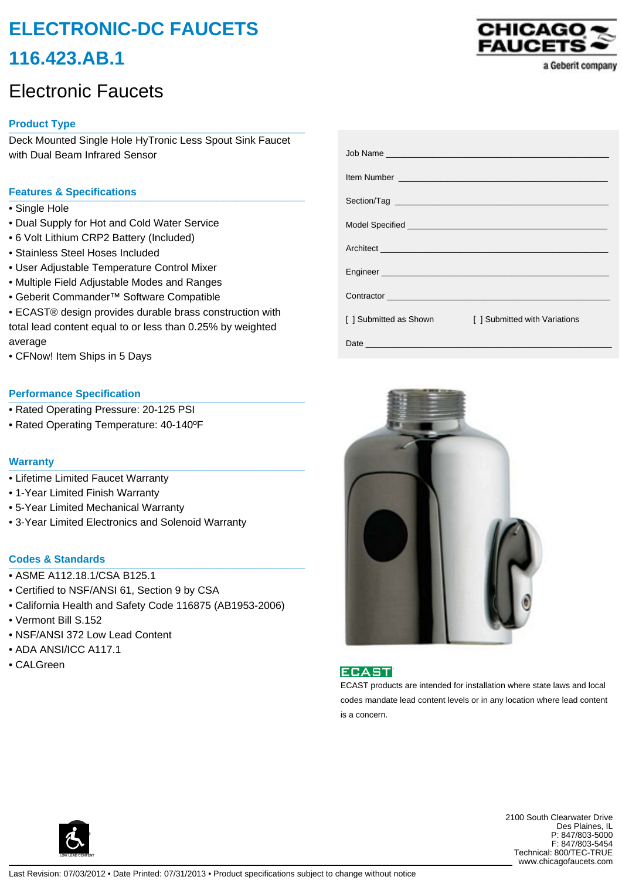# ELECTRONIC-DC FAUCETS

# 116.423.AB.1

CHICAGO FAUCETS
a Geberit company

## Electronic Faucets

### Product Type

Deck Mounted Single Hole HyTronic Less Spout Sink Faucet with Dual Beam Infrared Sensor

### Features & Specifications

- Single Hole
- Dual Supply for Hot and Cold Water Service
- 6 Volt Lithium CRP2 Battery (Included)
- Stainless Steel Hoses Included
- User Adjustable Temperature Control Mixer
- Multiple Field Adjustable Modes and Ranges
- Geberit Commander™ Software Compatible
- ECAST® design provides durable brass construction with total lead content equal to or less than 0.25% by weighted average
- CFNow! Item Ships in 5 Days

### Performance Specification

- Rated Operating Pressure: 20-125 PSI
- Rated Operating Temperature: 40-140ºF

### Warranty

- Lifetime Limited Faucet Warranty
- 1-Year Limited Finish Warranty
- 5-Year Limited Mechanical Warranty
- 3-Year Limited Electronics and Solenoid Warranty

### Codes & Standards

- ASME A112.18.1/CSA B125.1
- Certified to NSF/ANSI 61, Section 9 by CSA
- California Health and Safety Code 116875 (AB1953-2006)
- Vermont Bill S.152
- NSF/ANSI 372 Low Lead Content
- ADA ANSI/ICC A117.1
- CALGreen

Job Name ______________________________

Item Number ______________________________

Section/Tag ______________________________

Model Specified ______________________________

Architect ______________________________

Engineer ______________________________

Contractor ______________________________

[ ] Submitted as Shown [ ] Submitted with Variations

Date ______________________________

ECAST

ECAST products are intended for installation where state laws and local codes mandate lead content levels or in any location where lead content is a concern.

LOW LEAD CONTENT

2100 South Clearwater Drive
Des Plaines, IL
P: 847/803-5000
F: 847/803-5454
Technical: 800/TEC-TRUE
www.chicagofaucets.com

Last Revision: 07/03/2012 • Date Printed: 07/31/2013 • Product specifications subject to change without notice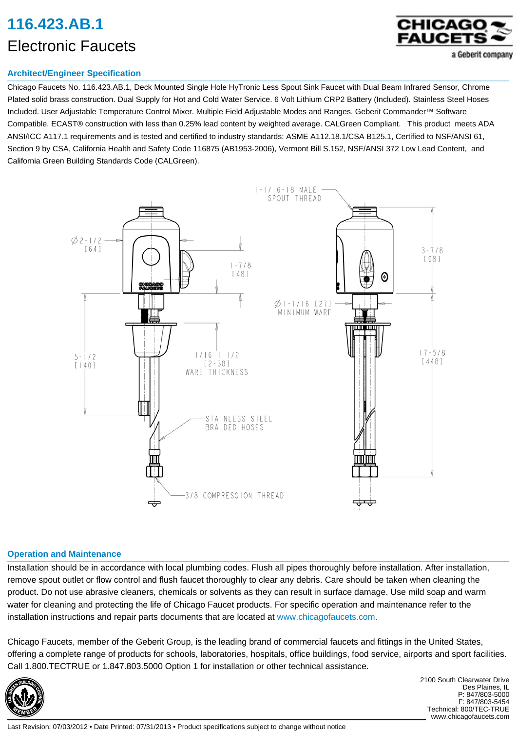# 116.423.AB.1

## Electronic Faucets

### Architect/Engineer Specification

Chicago Faucets No. 116.423.AB.1, Deck Mounted Single Hole HyTronic Less Spout Sink Faucet with Dual Beam Infrared Sensor, Chrome Plated solid brass construction. Dual Supply for Hot and Cold Water Service. 6 Volt Lithium CRP2 Battery (Included). Stainless Steel Hoses Included. User Adjustable Temperature Control Mixer. Multiple Field Adjustable Modes and Ranges. Geberit Commander™ Software Compatible. ECAST® construction with less than 0.25% lead content by weighted average. CALGreen Compliant. This product meets ADA ANSI/ICC A117.1 requirements and is tested and certified to industry standards: ASME A112.18.1/CSA B125.1, Certified to NSF/ANSI 61, Section 9 by CSA, California Health and Safety Code 116875 (AB1953-2006), Vermont Bill S.152, NSF/ANSI 372 Low Lead Content, and California Green Building Standards Code (CALGreen).

1-1/16-18 MALE SPOUT THREAD

Ø 2-1/2 [64]

1-7/8 [48]

3-7/8 [98]

Ø 1-1/16 [27] MINIMUM WARE

5-1/2 [140]

1/16-1-1/2 [2-38] WARE THICKNESS

17-5/8 [448]

STAINLESS STEEL BRAIDED HOSES

3/8 COMPRESSION THREAD

### Operation and Maintenance

Installation should be in accordance with local plumbing codes. Flush all pipes thoroughly before installation. After installation, remove spout outlet or flow control and flush faucet thoroughly to clear any debris. Care should be taken when cleaning the product. Do not use abrasive cleaners, chemicals or solvents as they can result in surface damage. Use mild soap and warm water for cleaning and protecting the life of Chicago Faucet products. For specific operation and maintenance refer to the installation instructions and repair parts documents that are located at www.chicagofaucets.com.

Chicago Faucets, member of the Geberit Group, is the leading brand of commercial faucets and fittings in the United States, offering a complete range of products for schools, laboratories, hospitals, office buildings, food service, airports and sport facilities. Call 1.800.TECTRUE or 1.847.803.5000 Option 1 for installation or other technical assistance.

2100 South Clearwater Drive
Des Plaines, IL
P: 847/803-5000
F: 847/803-5454
Technical: 800/TEC-TRUE
www.chicagofaucets.com

Last Revision: 07/03/2012 • Date Printed: 07/31/2013 • Product specifications subject to change without notice